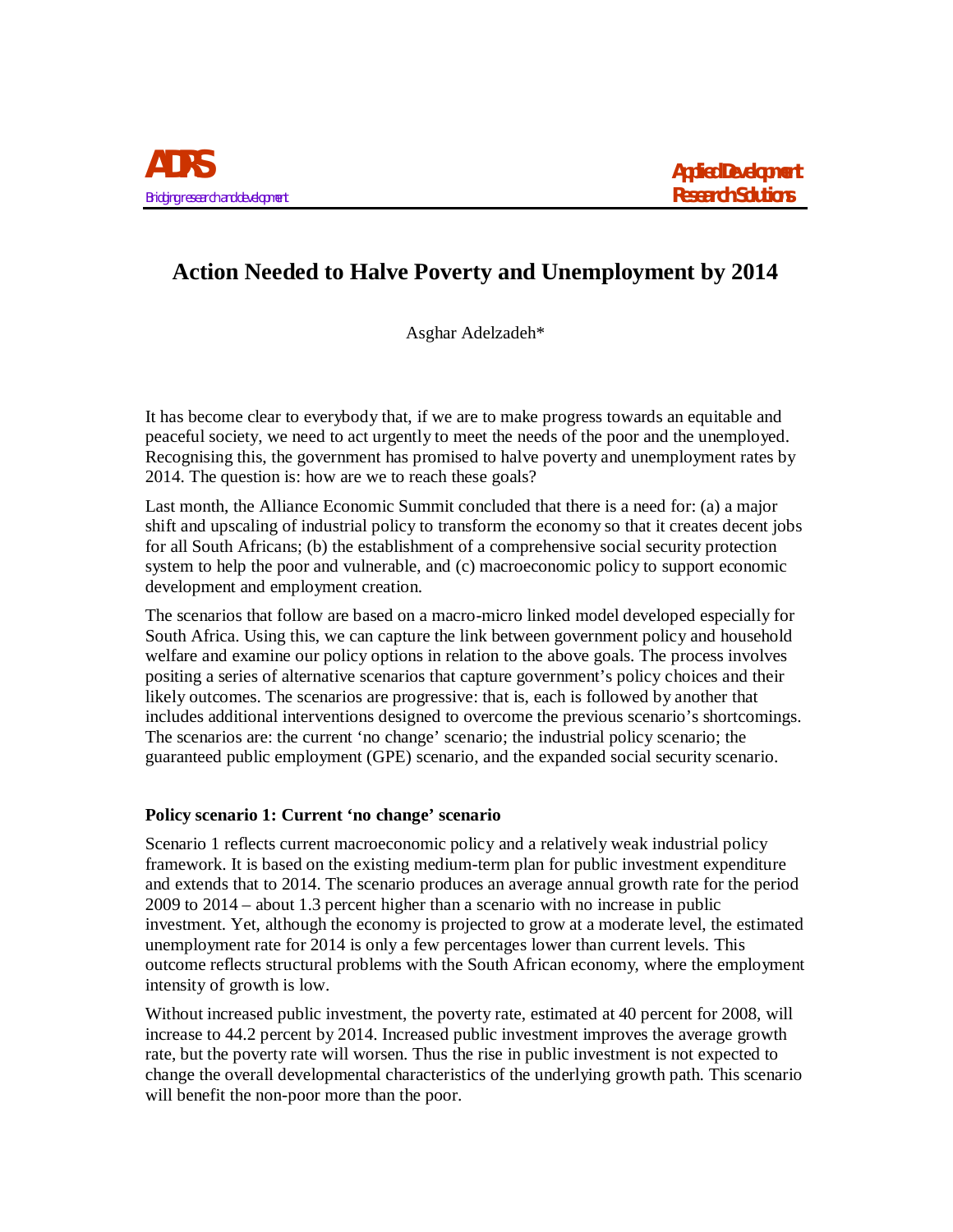ADRS

Bridging research and development

Applied Development Research Solutions

# Action Needed to Halve Poverty and Unemployment by 2014

Asghar Adelzadeh*

It has become clear to everybody that, if we are to make progress towards an equitable and peaceful society, we need to act urgently to meet the needs of the poor and the unemployed. Recognising this, the government has promised to halve poverty and unemployment rates by 2014. The question is: how are we to reach these goals?

Last month, the Alliance Economic Summit concluded that there is a need for: (a) a major shift and upscaling of industrial policy to transform the economy so that it creates decent jobs for all South Africans; (b) the establishment of a comprehensive social security protection system to help the poor and vulnerable, and (c) macroeconomic policy to support economic development and employment creation.

The scenarios that follow are based on a macro-micro linked model developed especially for South Africa. Using this, we can capture the link between government policy and household welfare and examine our policy options in relation to the above goals. The process involves positing a series of alternative scenarios that capture government's policy choices and their likely outcomes. The scenarios are progressive: that is, each is followed by another that includes additional interventions designed to overcome the previous scenario's shortcomings. The scenarios are: the current 'no change' scenario; the industrial policy scenario; the guaranteed public employment (GPE) scenario, and the expanded social security scenario.

### Policy scenario 1: Current 'no change' scenario

Scenario 1 reflects current macroeconomic policy and a relatively weak industrial policy framework. It is based on the existing medium-term plan for public investment expenditure and extends that to 2014. The scenario produces an average annual growth rate for the period 2009 to 2014 – about 1.3 percent higher than a scenario with no increase in public investment. Yet, although the economy is projected to grow at a moderate level, the estimated unemployment rate for 2014 is only a few percentages lower than current levels. This outcome reflects structural problems with the South African economy, where the employment intensity of growth is low.

Without increased public investment, the poverty rate, estimated at 40 percent for 2008, will increase to 44.2 percent by 2014. Increased public investment improves the average growth rate, but the poverty rate will worsen. Thus the rise in public investment is not expected to change the overall developmental characteristics of the underlying growth path. This scenario will benefit the non-poor more than the poor.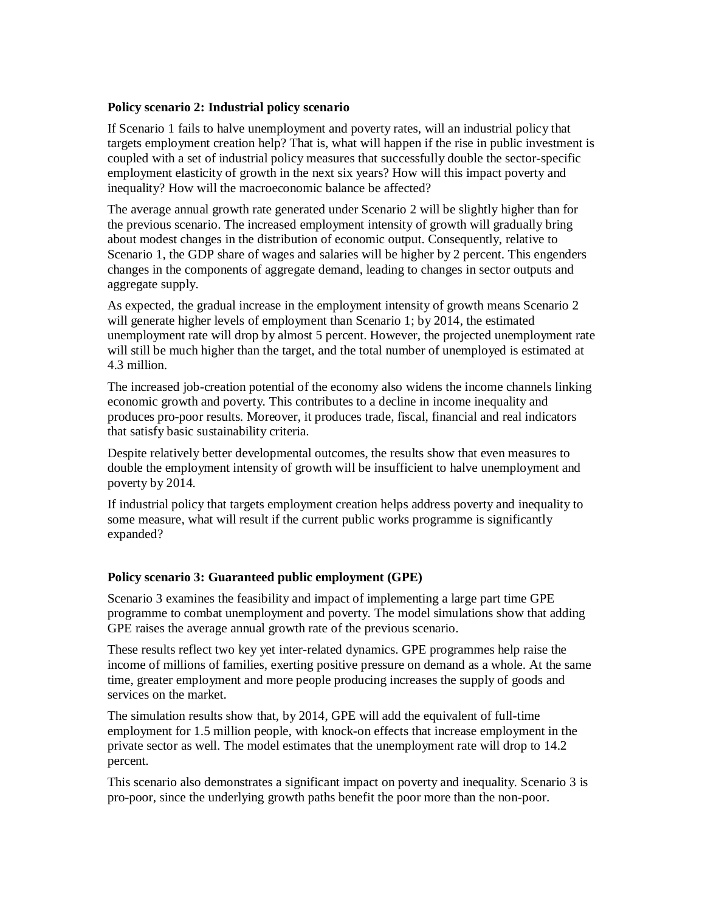**Policy scenario 2: Industrial policy scenario**

If Scenario 1 fails to halve unemployment and poverty rates, will an industrial policy that targets employment creation help? That is, what will happen if the rise in public investment is coupled with a set of industrial policy measures that successfully double the sector-specific employment elasticity of growth in the next six years? How will this impact poverty and inequality? How will the macroeconomic balance be affected?

The average annual growth rate generated under Scenario 2 will be slightly higher than for the previous scenario. The increased employment intensity of growth will gradually bring about modest changes in the distribution of economic output. Consequently, relative to Scenario 1, the GDP share of wages and salaries will be higher by 2 percent. This engenders changes in the components of aggregate demand, leading to changes in sector outputs and aggregate supply.

As expected, the gradual increase in the employment intensity of growth means Scenario 2 will generate higher levels of employment than Scenario 1; by 2014, the estimated unemployment rate will drop by almost 5 percent. However, the projected unemployment rate will still be much higher than the target, and the total number of unemployed is estimated at 4.3 million.

The increased job-creation potential of the economy also widens the income channels linking economic growth and poverty. This contributes to a decline in income inequality and produces pro-poor results. Moreover, it produces trade, fiscal, financial and real indicators that satisfy basic sustainability criteria.

Despite relatively better developmental outcomes, the results show that even measures to double the employment intensity of growth will be insufficient to halve unemployment and poverty by 2014.

If industrial policy that targets employment creation helps address poverty and inequality to some measure, what will result if the current public works programme is significantly expanded?

**Policy scenario 3: Guaranteed public employment (GPE)**

Scenario 3 examines the feasibility and impact of implementing a large part time GPE programme to combat unemployment and poverty. The model simulations show that adding GPE raises the average annual growth rate of the previous scenario.

These results reflect two key yet inter-related dynamics. GPE programmes help raise the income of millions of families, exerting positive pressure on demand as a whole. At the same time, greater employment and more people producing increases the supply of goods and services on the market.

The simulation results show that, by 2014, GPE will add the equivalent of full-time employment for 1.5 million people, with knock-on effects that increase employment in the private sector as well. The model estimates that the unemployment rate will drop to 14.2 percent.

This scenario also demonstrates a significant impact on poverty and inequality. Scenario 3 is pro-poor, since the underlying growth paths benefit the poor more than the non-poor.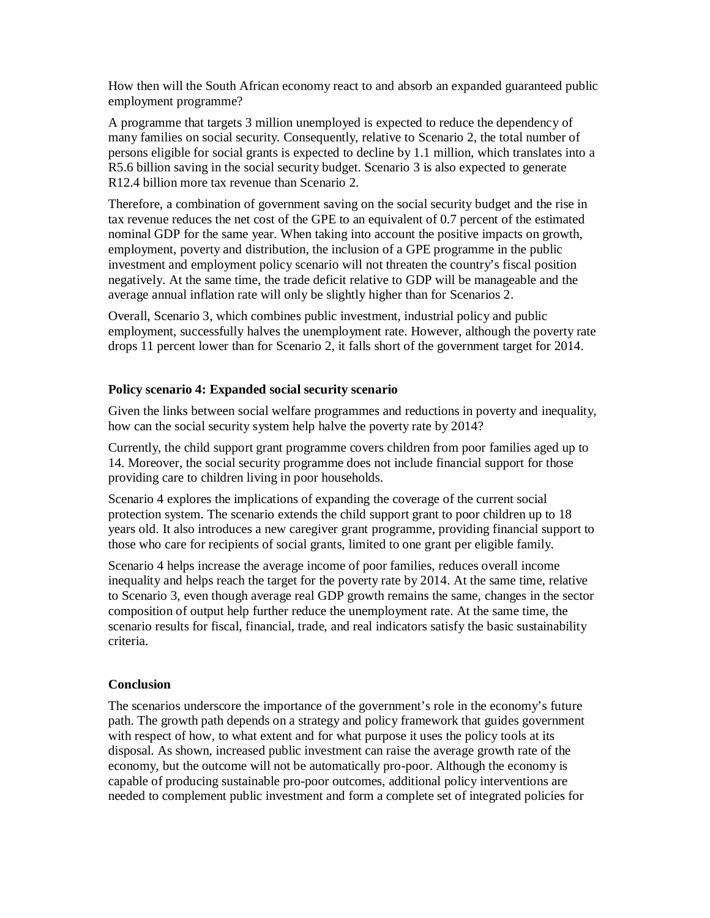How then will the South African economy react to and absorb an expanded guaranteed public employment programme?

A programme that targets 3 million unemployed is expected to reduce the dependency of many families on social security. Consequently, relative to Scenario 2, the total number of persons eligible for social grants is expected to decline by 1.1 million, which translates into a R5.6 billion saving in the social security budget. Scenario 3 is also expected to generate R12.4 billion more tax revenue than Scenario 2.

Therefore, a combination of government saving on the social security budget and the rise in tax revenue reduces the net cost of the GPE to an equivalent of 0.7 percent of the estimated nominal GDP for the same year. When taking into account the positive impacts on growth, employment, poverty and distribution, the inclusion of a GPE programme in the public investment and employment policy scenario will not threaten the country's fiscal position negatively. At the same time, the trade deficit relative to GDP will be manageable and the average annual inflation rate will only be slightly higher than for Scenarios 2.

Overall, Scenario 3, which combines public investment, industrial policy and public employment, successfully halves the unemployment rate. However, although the poverty rate drops 11 percent lower than for Scenario 2, it falls short of the government target for 2014.

**Policy scenario 4: Expanded social security scenario**

Given the links between social welfare programmes and reductions in poverty and inequality, how can the social security system help halve the poverty rate by 2014?

Currently, the child support grant programme covers children from poor families aged up to 14. Moreover, the social security programme does not include financial support for those providing care to children living in poor households.

Scenario 4 explores the implications of expanding the coverage of the current social protection system. The scenario extends the child support grant to poor children up to 18 years old. It also introduces a new caregiver grant programme, providing financial support to those who care for recipients of social grants, limited to one grant per eligible family.

Scenario 4 helps increase the average income of poor families, reduces overall income inequality and helps reach the target for the poverty rate by 2014. At the same time, relative to Scenario 3, even though average real GDP growth remains the same, changes in the sector composition of output help further reduce the unemployment rate. At the same time, the scenario results for fiscal, financial, trade, and real indicators satisfy the basic sustainability criteria.

**Conclusion**

The scenarios underscore the importance of the government's role in the economy's future path. The growth path depends on a strategy and policy framework that guides government with respect of how, to what extent and for what purpose it uses the policy tools at its disposal. As shown, increased public investment can raise the average growth rate of the economy, but the outcome will not be automatically pro-poor. Although the economy is capable of producing sustainable pro-poor outcomes, additional policy interventions are needed to complement public investment and form a complete set of integrated policies for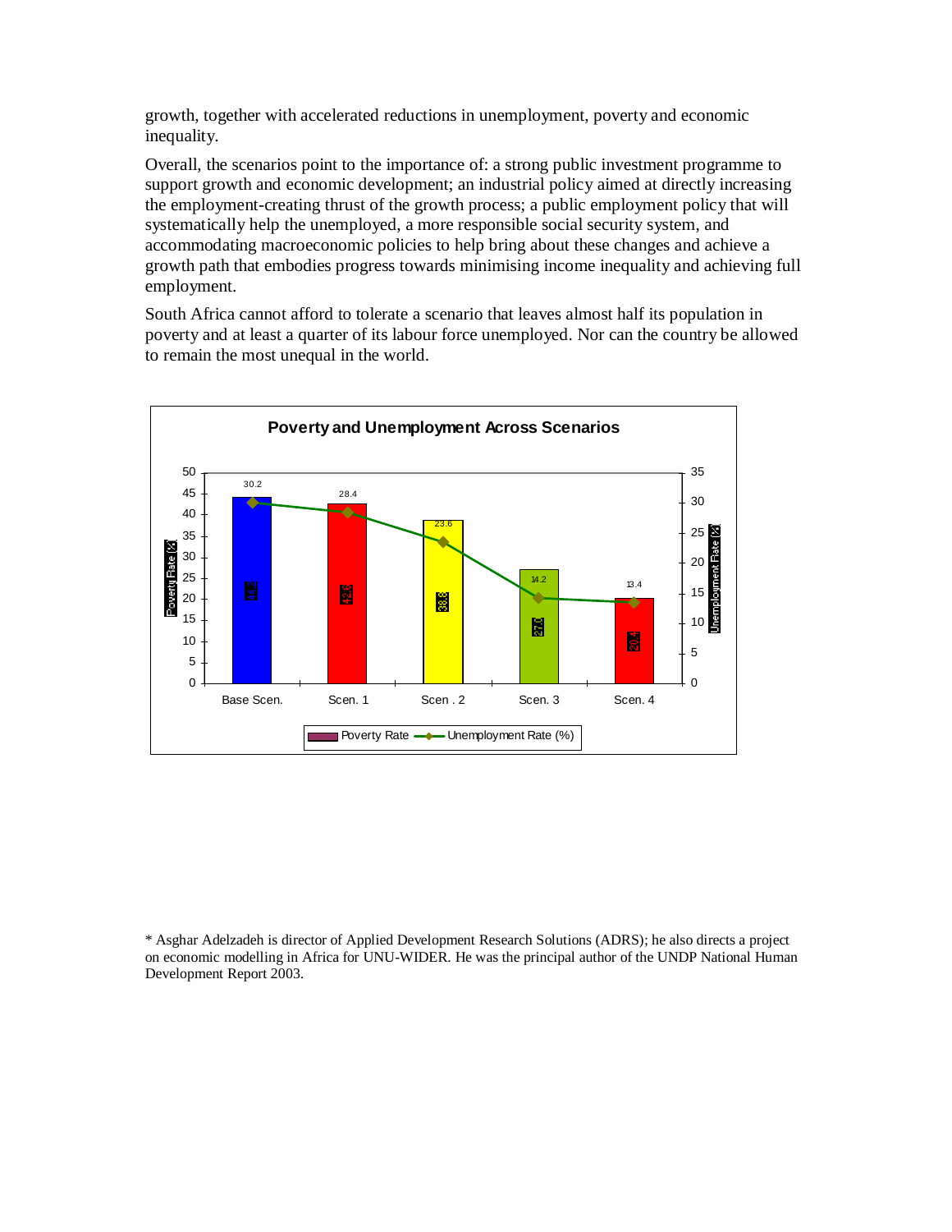growth, together with accelerated reductions in unemployment, poverty and economic inequality.

Overall, the scenarios point to the importance of: a strong public investment programme to support growth and economic development; an industrial policy aimed at directly increasing the employment-creating thrust of the growth process; a public employment policy that will systematically help the unemployed, a more responsible social security system, and accommodating macroeconomic policies to help bring about these changes and achieve a growth path that embodies progress towards minimising income inequality and achieving full employment.

South Africa cannot afford to tolerate a scenario that leaves almost half its population in poverty and at least a quarter of its labour force unemployed. Nor can the country be allowed to remain the most unequal in the world.

**Poverty and Unemployment Across Scenarios**

Poverty Rate (%)

Unemployment Rate (%)

0, 5, 10, 15, 20, 25, 30, 35, 40, 45, 50

0, 5, 10, 15, 20, 25, 30, 35

Base Scen. — 44.3 — 30.2

Scen. 1 — 42.8 — 28.4

Scen . 2 — 38.8 — 23.6

Scen. 3 — 27.0 — 14.2

Scen. 4 — 20.4 — 13.4

Poverty Rate — Unemployment Rate (%)

\* Asghar Adelzadeh is director of Applied Development Research Solutions (ADRS); he also directs a project on economic modelling in Africa for UNU-WIDER. He was the principal author of the UNDP National Human Development Report 2003.